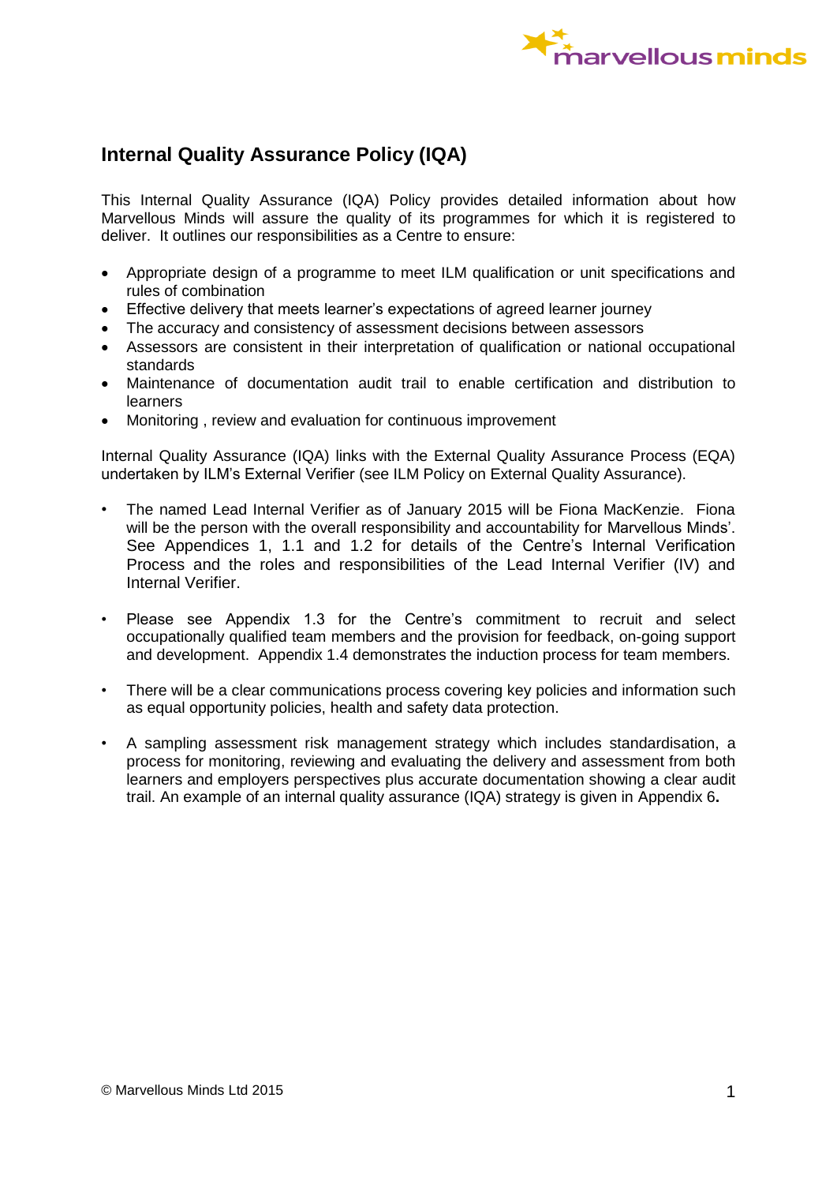## Internal Quality Assurance Policy (IQA)

This Internal Quality Assurance (IQA) Policy provides detailed information about how Marvellous Minds will assure the quality of its programmes for which it is registered to deliver. It outlines our responsibilities as a Centre to ensure:

- Appropriate design of a programme to meet ILM qualification or unit specifications and rules of combination
- Effective delivery that meets learner's expectations of agreed learner journey
- The accuracy and consistency of assessment decisions between assessors
- Assessors are consistent in their interpretation of qualification or national occupational standards
- Maintenance of documentation audit trail to enable certification and distribution to learners
- Monitoring , review and evaluation for continuous improvement

Internal Quality Assurance (IQA) links with the External Quality Assurance Process (EQA) undertaken by ILM's External Verifier (see ILM Policy on External Quality Assurance).

- The named Lead Internal Verifier as of January 2015 will be Fiona MacKenzie. Fiona will be the person with the overall responsibility and accountability for Marvellous Minds'. See Appendices 1, 1.1 and 1.2 for details of the Centre's Internal Verification Process and the roles and responsibilities of the Lead Internal Verifier (IV) and Internal Verifier.

- Please see Appendix 1.3 for the Centre's commitment to recruit and select occupationally qualified team members and the provision for feedback, on-going support and development. Appendix 1.4 demonstrates the induction process for team members.

- There will be a clear communications process covering key policies and information such as equal opportunity policies, health and safety data protection.

- A sampling assessment risk management strategy which includes standardisation, a process for monitoring, reviewing and evaluating the delivery and assessment from both learners and employers perspectives plus accurate documentation showing a clear audit trail. An example of an internal quality assurance (IQA) strategy is given in Appendix 6**.**

© Marvellous Minds Ltd 2015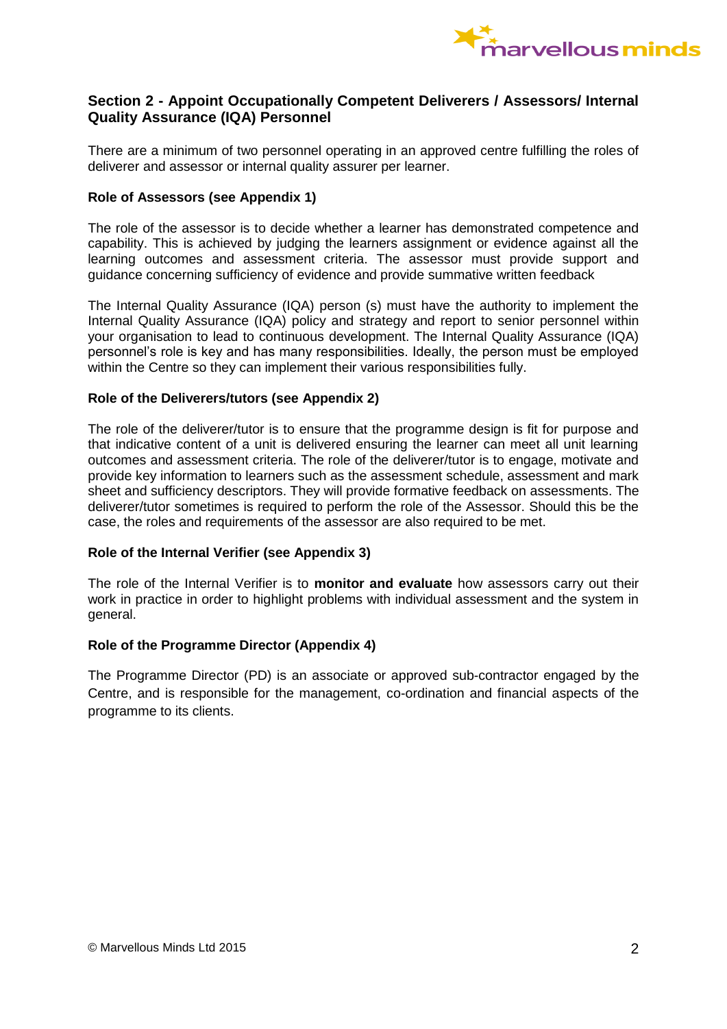## Section 2 - Appoint Occupationally Competent Deliverers / Assessors/ Internal Quality Assurance (IQA) Personnel

There are a minimum of two personnel operating in an approved centre fulfilling the roles of deliverer and assessor or internal quality assurer per learner.

**Role of Assessors (see Appendix 1)**

The role of the assessor is to decide whether a learner has demonstrated competence and capability. This is achieved by judging the learners assignment or evidence against all the learning outcomes and assessment criteria. The assessor must provide support and guidance concerning sufficiency of evidence and provide summative written feedback

The Internal Quality Assurance (IQA) person (s) must have the authority to implement the Internal Quality Assurance (IQA) policy and strategy and report to senior personnel within your organisation to lead to continuous development. The Internal Quality Assurance (IQA) personnel's role is key and has many responsibilities. Ideally, the person must be employed within the Centre so they can implement their various responsibilities fully.

**Role of the Deliverers/tutors (see Appendix 2)**

The role of the deliverer/tutor is to ensure that the programme design is fit for purpose and that indicative content of a unit is delivered ensuring the learner can meet all unit learning outcomes and assessment criteria. The role of the deliverer/tutor is to engage, motivate and provide key information to learners such as the assessment schedule, assessment and mark sheet and sufficiency descriptors. They will provide formative feedback on assessments. The deliverer/tutor sometimes is required to perform the role of the Assessor. Should this be the case, the roles and requirements of the assessor are also required to be met.

**Role of the Internal Verifier (see Appendix 3)**

The role of the Internal Verifier is to **monitor and evaluate** how assessors carry out their work in practice in order to highlight problems with individual assessment and the system in general.

**Role of the Programme Director (Appendix 4)**

The Programme Director (PD) is an associate or approved sub-contractor engaged by the Centre, and is responsible for the management, co-ordination and financial aspects of the programme to its clients.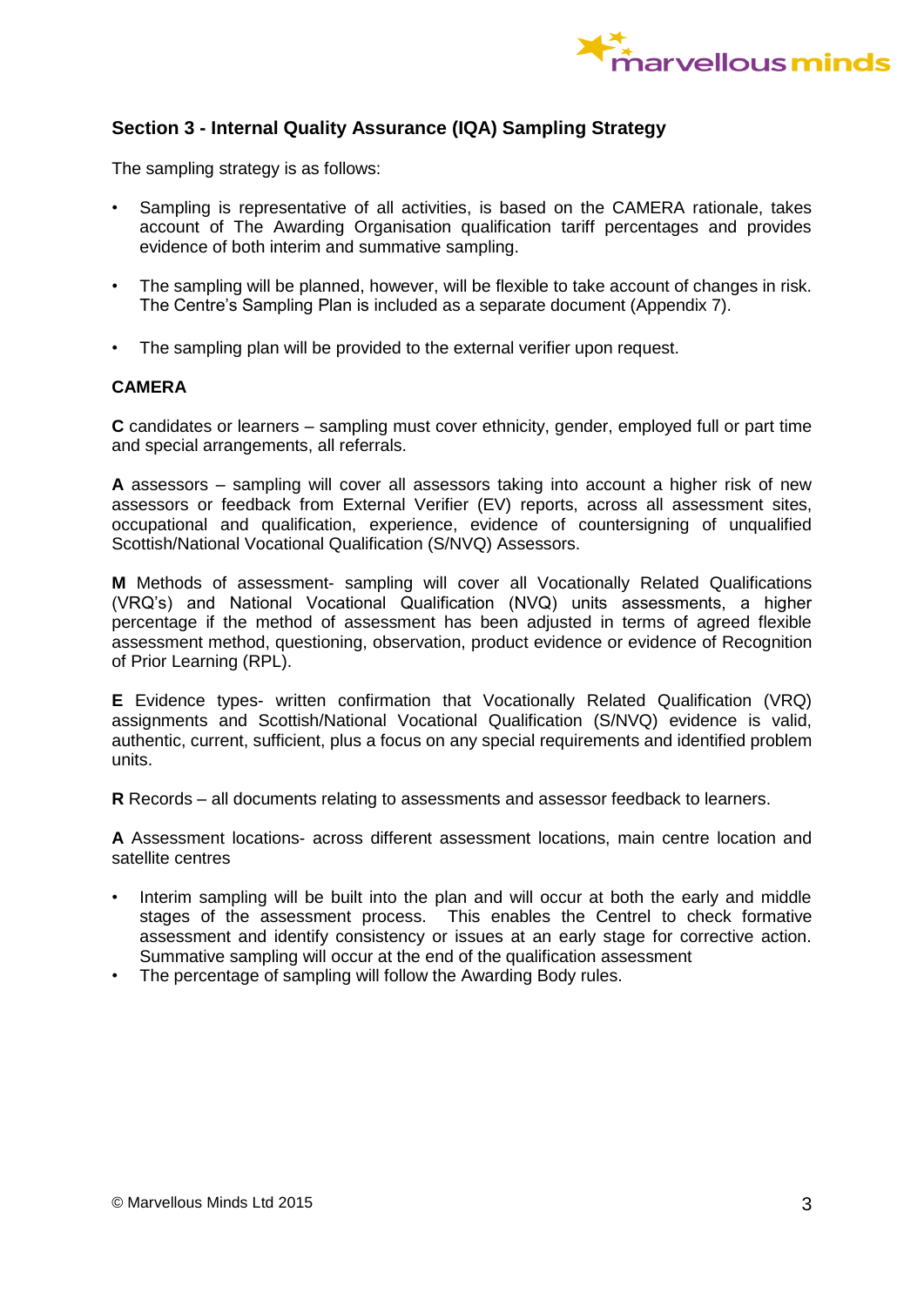## Section 3 - Internal Quality Assurance (IQA) Sampling Strategy

The sampling strategy is as follows:

- Sampling is representative of all activities, is based on the CAMERA rationale, takes account of The Awarding Organisation qualification tariff percentages and provides evidence of both interim and summative sampling.

- The sampling will be planned, however, will be flexible to take account of changes in risk. The Centre's Sampling Plan is included as a separate document (Appendix 7).

- The sampling plan will be provided to the external verifier upon request.

**CAMERA**

**C** candidates or learners – sampling must cover ethnicity, gender, employed full or part time and special arrangements, all referrals.

**A** assessors – sampling will cover all assessors taking into account a higher risk of new assessors or feedback from External Verifier (EV) reports, across all assessment sites, occupational and qualification, experience, evidence of countersigning of unqualified Scottish/National Vocational Qualification (S/NVQ) Assessors.

**M** Methods of assessment- sampling will cover all Vocationally Related Qualifications (VRQ's) and National Vocational Qualification (NVQ) units assessments, a higher percentage if the method of assessment has been adjusted in terms of agreed flexible assessment method, questioning, observation, product evidence or evidence of Recognition of Prior Learning (RPL).

**E** Evidence types- written confirmation that Vocationally Related Qualification (VRQ) assignments and Scottish/National Vocational Qualification (S/NVQ) evidence is valid, authentic, current, sufficient, plus a focus on any special requirements and identified problem units.

**R** Records – all documents relating to assessments and assessor feedback to learners.

**A** Assessment locations- across different assessment locations, main centre location and satellite centres

- Interim sampling will be built into the plan and will occur at both the early and middle stages of the assessment process. This enables the Centrel to check formative assessment and identify consistency or issues at an early stage for corrective action. Summative sampling will occur at the end of the qualification assessment
- The percentage of sampling will follow the Awarding Body rules.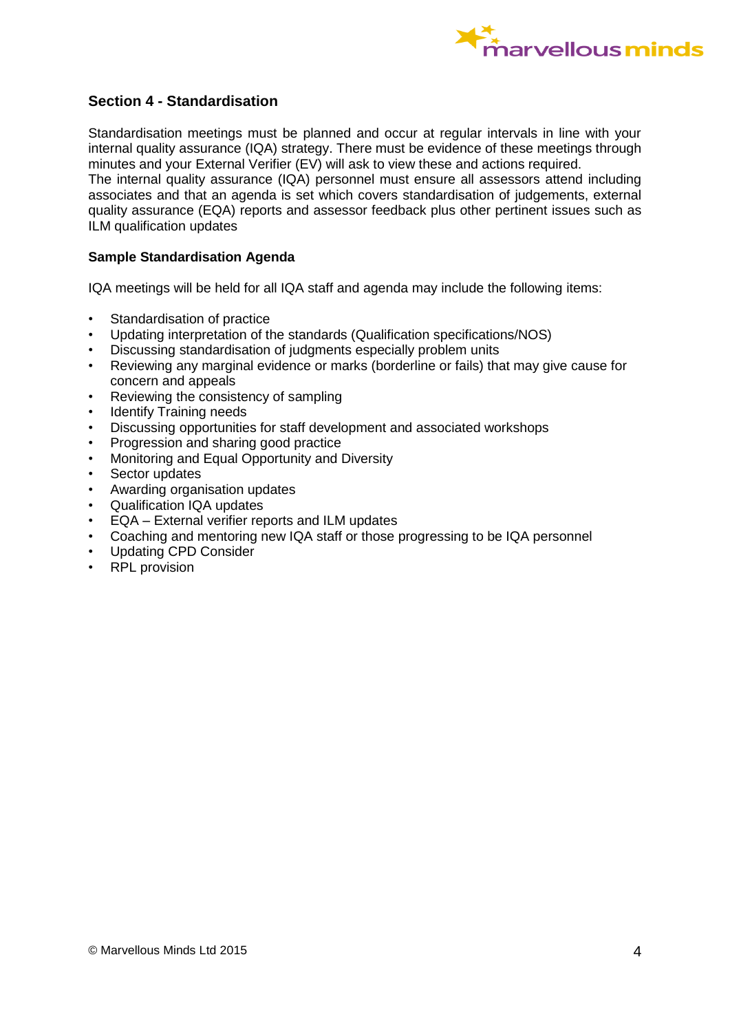## Section 4 - Standardisation

Standardisation meetings must be planned and occur at regular intervals in line with your internal quality assurance (IQA) strategy. There must be evidence of these meetings through minutes and your External Verifier (EV) will ask to view these and actions required.
The internal quality assurance (IQA) personnel must ensure all assessors attend including associates and that an agenda is set which covers standardisation of judgements, external quality assurance (EQA) reports and assessor feedback plus other pertinent issues such as ILM qualification updates

### Sample Standardisation Agenda

IQA meetings will be held for all IQA staff and agenda may include the following items:

- Standardisation of practice
- Updating interpretation of the standards (Qualification specifications/NOS)
- Discussing standardisation of judgments especially problem units
- Reviewing any marginal evidence or marks (borderline or fails) that may give cause for concern and appeals
- Reviewing the consistency of sampling
- Identify Training needs
- Discussing opportunities for staff development and associated workshops
- Progression and sharing good practice
- Monitoring and Equal Opportunity and Diversity
- Sector updates
- Awarding organisation updates
- Qualification IQA updates
- EQA – External verifier reports and ILM updates
- Coaching and mentoring new IQA staff or those progressing to be IQA personnel
- Updating CPD Consider
- RPL provision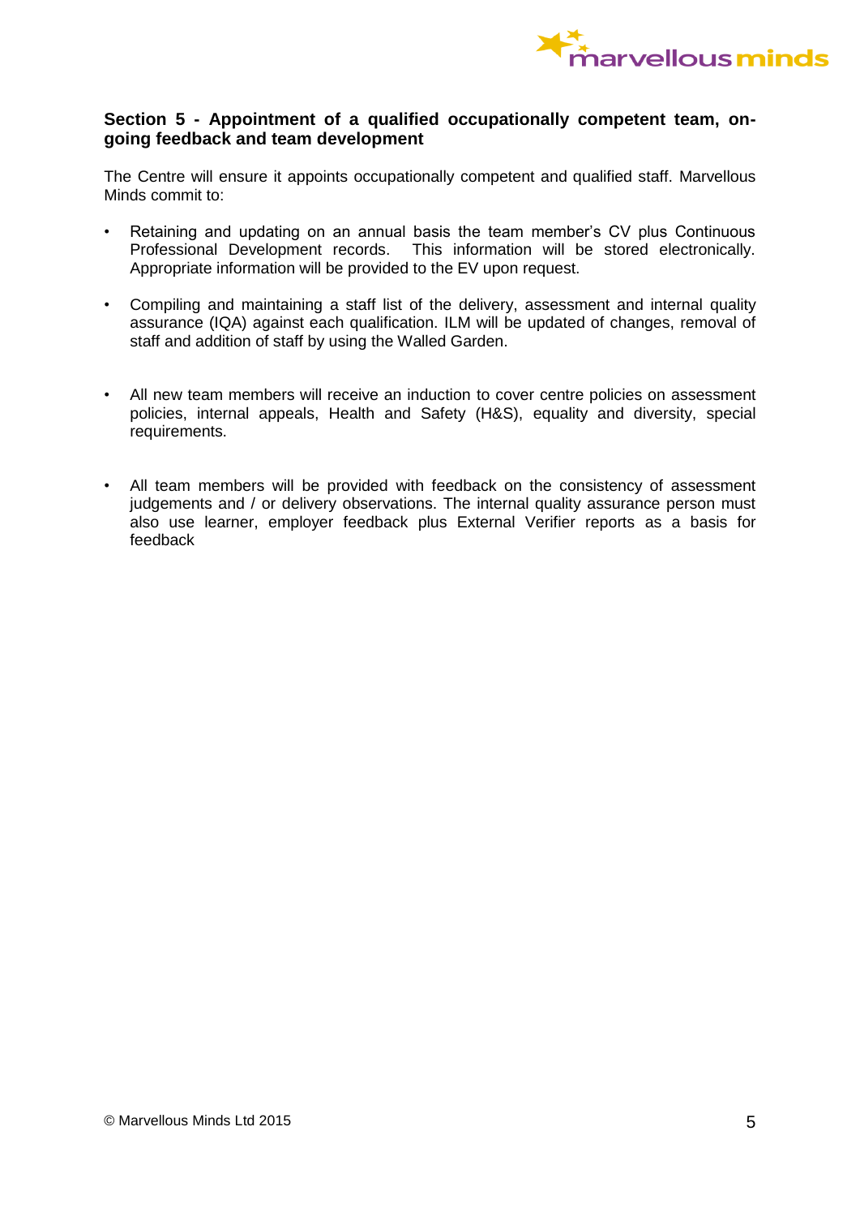## Section 5 - Appointment of a qualified occupationally competent team, on-going feedback and team development

The Centre will ensure it appoints occupationally competent and qualified staff. Marvellous Minds commit to:

- Retaining and updating on an annual basis the team member's CV plus Continuous Professional Development records. This information will be stored electronically. Appropriate information will be provided to the EV upon request.

- Compiling and maintaining a staff list of the delivery, assessment and internal quality assurance (IQA) against each qualification. ILM will be updated of changes, removal of staff and addition of staff by using the Walled Garden.

- All new team members will receive an induction to cover centre policies on assessment policies, internal appeals, Health and Safety (H&S), equality and diversity, special requirements.

- All team members will be provided with feedback on the consistency of assessment judgements and / or delivery observations. The internal quality assurance person must also use learner, employer feedback plus External Verifier reports as a basis for feedback

© Marvellous Minds Ltd 2015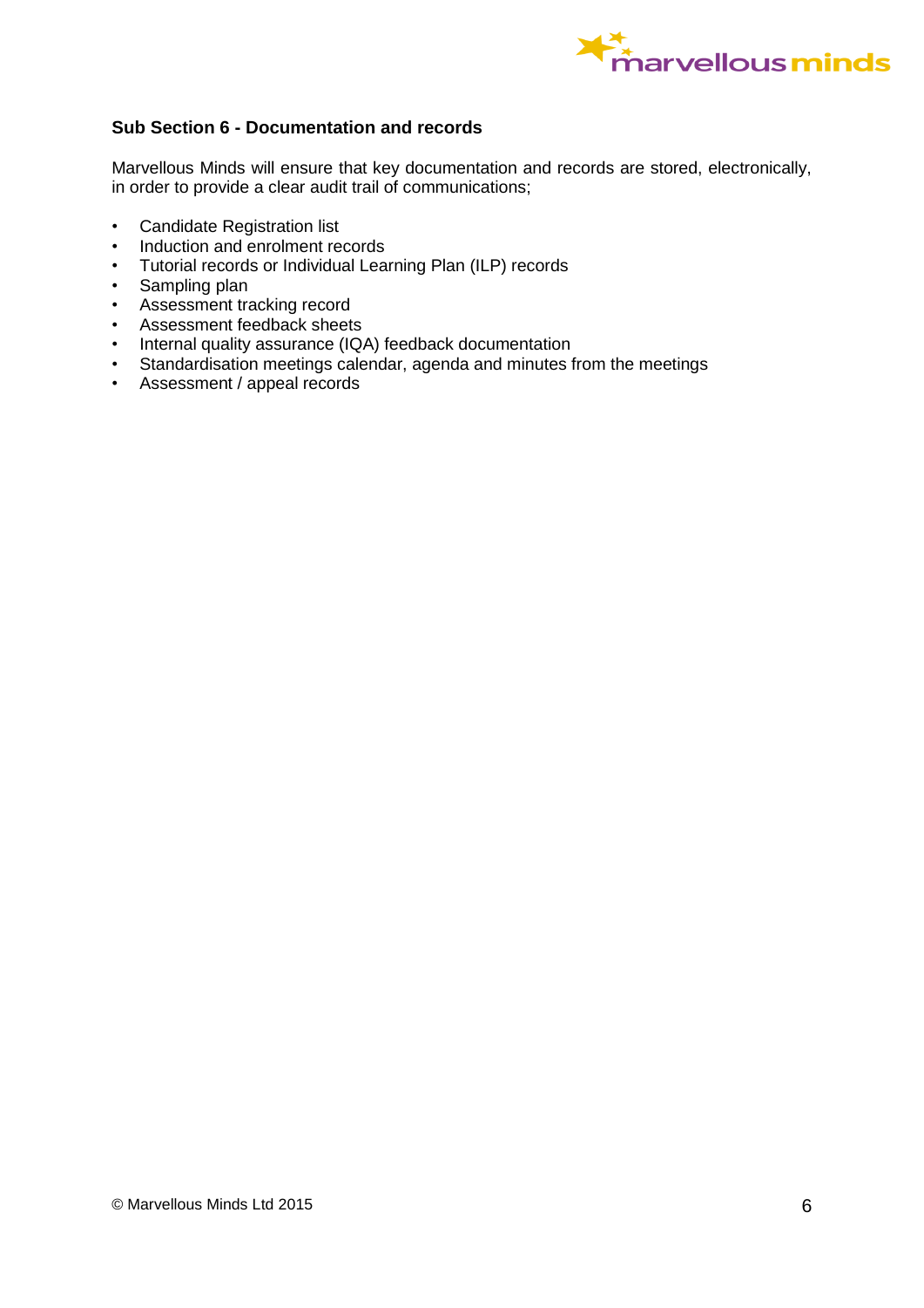### Sub Section 6 - Documentation and records

Marvellous Minds will ensure that key documentation and records are stored, electronically, in order to provide a clear audit trail of communications;

- Candidate Registration list
- Induction and enrolment records
- Tutorial records or Individual Learning Plan (ILP) records
- Sampling plan
- Assessment tracking record
- Assessment feedback sheets
- Internal quality assurance (IQA) feedback documentation
- Standardisation meetings calendar, agenda and minutes from the meetings
- Assessment / appeal records